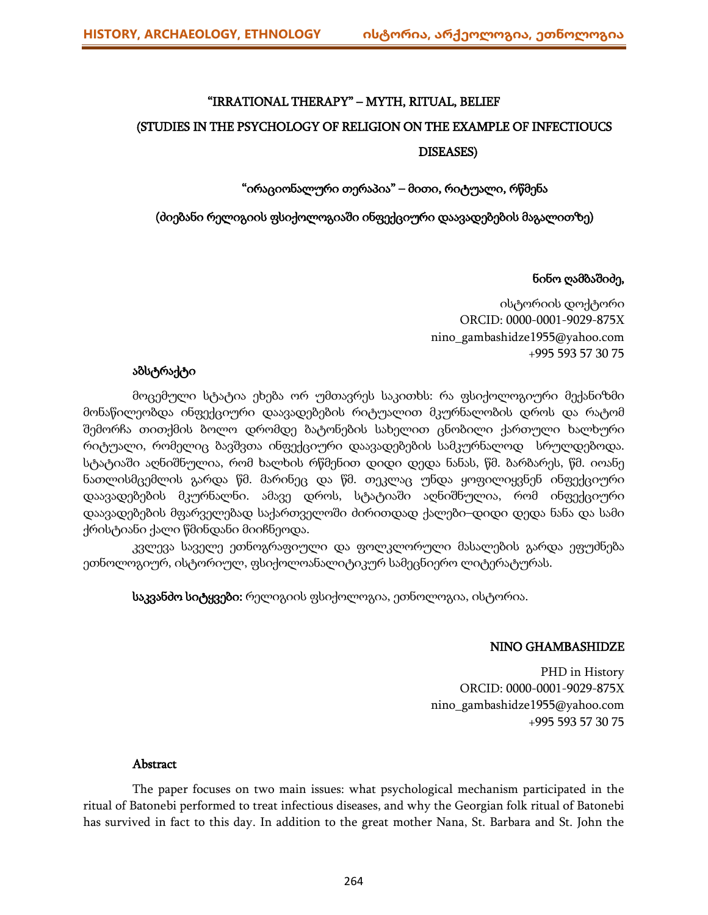# "IRRATIONAL THERAPY" – MYTH, RITUAL, BELIEF

# (STUDIES IN THE PSYCHOLOGY OF RELIGION ON THE EXAMPLE OF INFECTIOUCS DISEASES)

## "ირაციონალური თერაპია" – მითი, რიტუალი, რწმენა

## (ძიებანი რელიგიის ფსიქოლოგიაში ინფექციური დაავადებების მაგალითზე)

**ნინო ღამბაშიძე,**

ისტორიის დოქტორი
ORCID: 0000-0001-9029-875X
nino_gambashidze1955@yahoo.com
+995 593 57 30 75

**აბსტრაქტი**

მოცემული სტატია ეხება ორ უმთავრეს საკითხს: რა ფსიქოლოგიური მექანიზმი მონაწილეობდა ინფექციური დაავადებების რიტუალით მკურნალობის დროს და რატომ შემორჩა თითქმის ბოლო დრომდე ბატონების სახელით ცნობილი ქართული ხალხური რიტუალი, რომელიც ბავშვთა ინფექციური დაავადებების სამკურნალოდ სრულდებოდა. სტატიაში აღნიშნულია, რომ ხალხის რწმენით დიდი დედა ნანას, წმ. ბარბარეს, წმ. იოანე ნათლისმცემლის გარდა წმ. მარინეც და წმ. თეკლაც უნდა ყოფილიყვნენ ინფექციური დაავადებების მკურნალნი. ამავე დროს, სტატიაში აღნიშნულია, რომ ინფექციური დაავადებების მფარველებად საქართველოში ძირითდად ქალები–დიდი დედა ნანა და სამი ქრისტიანი ქალი წმინდანი მიიჩნეოდა.

კვლევა საველე ეთნოგრაფიული და ფოლკლორული მასალების გარდა ეფუძნება ეთნოლოგიურ, ისტორიულ, ფსიქოლოანალიტიკურ სამეცნიერო ლიტერატურას.

**საკვანძო სიტყვები:** რელიგიის ფსიქოლოგია, ეთნოლოგია, ისტორია.

**NINO GHAMBASHIDZE**

PHD in History
ORCID: 0000-0001-9029-875X
nino_gambashidze1955@yahoo.com
+995 593 57 30 75

**Abstract**

The paper focuses on two main issues: what psychological mechanism participated in the ritual of Batonebi performed to treat infectious diseases, and why the Georgian folk ritual of Batonebi has survived in fact to this day. In addition to the great mother Nana, St. Barbara and St. John the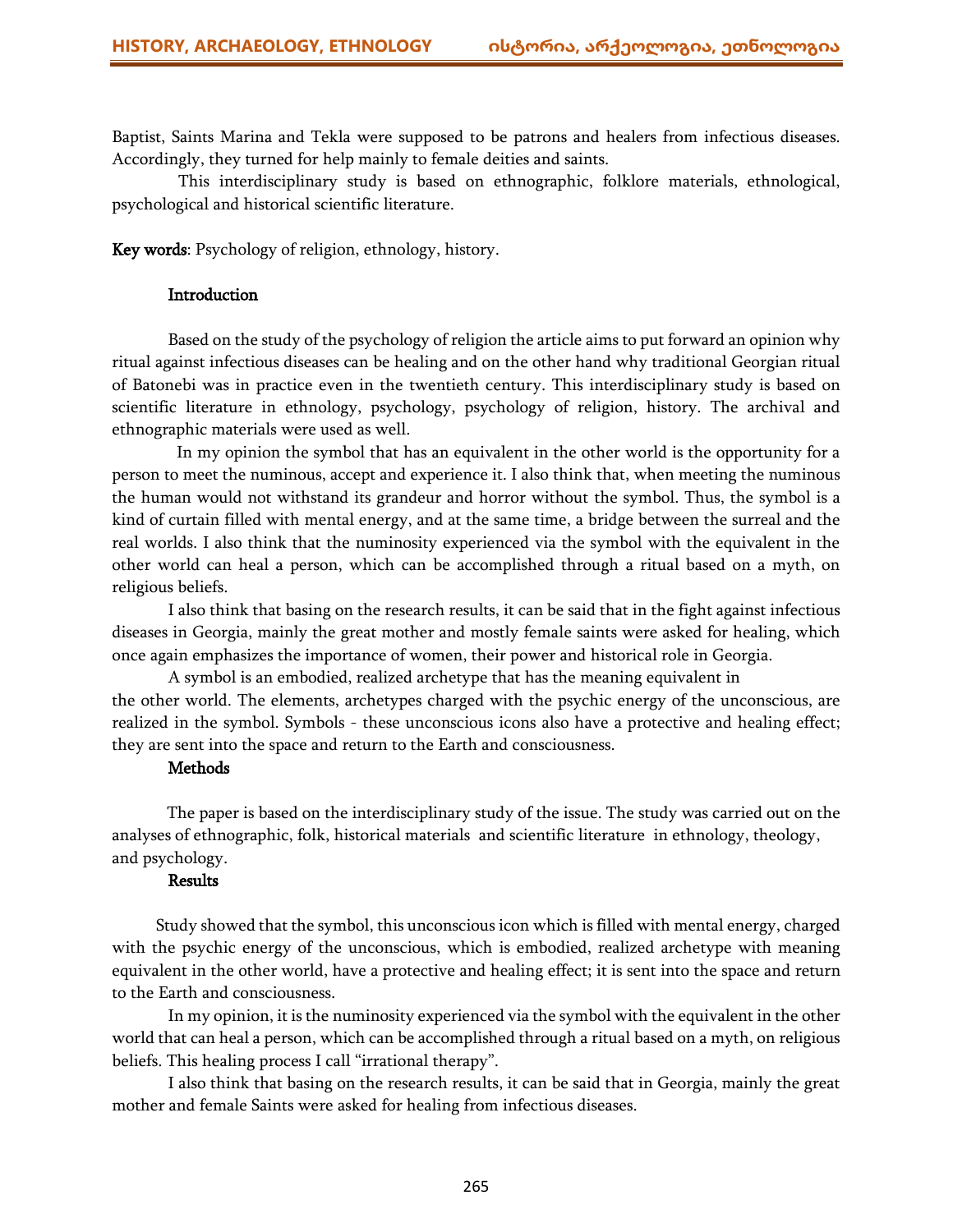Baptist, Saints Marina and Tekla were supposed to be patrons and healers from infectious diseases. Accordingly, they turned for help mainly to female deities and saints.

This interdisciplinary study is based on ethnographic, folklore materials, ethnological, psychological and historical scientific literature.

**Key words**: Psychology of religion, ethnology, history.

## Introduction

Based on the study of the psychology of religion the article aims to put forward an opinion why ritual against infectious diseases can be healing and on the other hand why traditional Georgian ritual of Batonebi was in practice even in the twentieth century. This interdisciplinary study is based on scientific literature in ethnology, psychology, psychology of religion, history. The archival and ethnographic materials were used as well.

In my opinion the symbol that has an equivalent in the other world is the opportunity for a person to meet the numinous, accept and experience it. I also think that, when meeting the numinous the human would not withstand its grandeur and horror without the symbol. Thus, the symbol is a kind of curtain filled with mental energy, and at the same time, a bridge between the surreal and the real worlds. I also think that the numinosity experienced via the symbol with the equivalent in the other world can heal a person, which can be accomplished through a ritual based on a myth, on religious beliefs.

I also think that basing on the research results, it can be said that in the fight against infectious diseases in Georgia, mainly the great mother and mostly female saints were asked for healing, which once again emphasizes the importance of women, their power and historical role in Georgia.

A symbol is an embodied, realized archetype that has the meaning equivalent in the other world. The elements, archetypes charged with the psychic energy of the unconscious, are realized in the symbol. Symbols - these unconscious icons also have a protective and healing effect; they are sent into the space and return to the Earth and consciousness.

## Methods

The paper is based on the interdisciplinary study of the issue. The study was carried out on the analyses of ethnographic, folk, historical materials and scientific literature in ethnology, theology, and psychology.

## Results

Study showed that the symbol, this unconscious icon which is filled with mental energy, charged with the psychic energy of the unconscious, which is embodied, realized archetype with meaning equivalent in the other world, have a protective and healing effect; it is sent into the space and return to the Earth and consciousness.

In my opinion, it is the numinosity experienced via the symbol with the equivalent in the other world that can heal a person, which can be accomplished through a ritual based on a myth, on religious beliefs. This healing process I call “irrational therapy”.

I also think that basing on the research results, it can be said that in Georgia, mainly the great mother and female Saints were asked for healing from infectious diseases.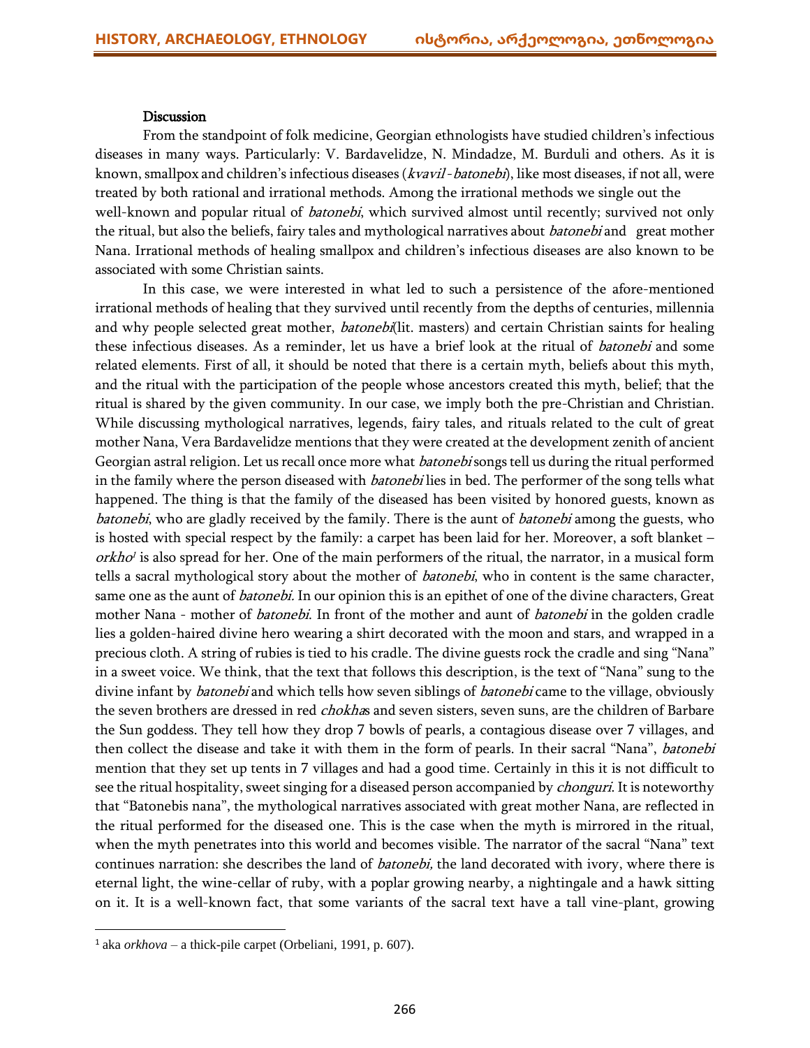## Discussion

From the standpoint of folk medicine, Georgian ethnologists have studied children's infectious diseases in many ways. Particularly: V. Bardavelidze, N. Mindadze, M. Burduli and others. As it is known, smallpox and children's infectious diseases (*kvavil-batonebi*), like most diseases, if not all, were treated by both rational and irrational methods. Among the irrational methods we single out the well-known and popular ritual of *batonebi*, which survived almost until recently; survived not only the ritual, but also the beliefs, fairy tales and mythological narratives about *batonebi* and great mother Nana. Irrational methods of healing smallpox and children's infectious diseases are also known to be associated with some Christian saints.

In this case, we were interested in what led to such a persistence of the afore-mentioned irrational methods of healing that they survived until recently from the depths of centuries, millennia and why people selected great mother, *batonebi*(lit. masters) and certain Christian saints for healing these infectious diseases. As a reminder, let us have a brief look at the ritual of *batonebi* and some related elements. First of all, it should be noted that there is a certain myth, beliefs about this myth, and the ritual with the participation of the people whose ancestors created this myth, belief; that the ritual is shared by the given community. In our case, we imply both the pre-Christian and Christian. While discussing mythological narratives, legends, fairy tales, and rituals related to the cult of great mother Nana, Vera Bardavelidze mentions that they were created at the development zenith of ancient Georgian astral religion. Let us recall once more what *batonebi* songs tell us during the ritual performed in the family where the person diseased with *batonebi* lies in bed. The performer of the song tells what happened. The thing is that the family of the diseased has been visited by honored guests, known as *batonebi*, who are gladly received by the family. There is the aunt of *batonebi* among the guests, who is hosted with special respect by the family: a carpet has been laid for her. Moreover, a soft blanket – *orkho*[1] is also spread for her. One of the main performers of the ritual, the narrator, in a musical form tells a sacral mythological story about the mother of *batonebi*, who in content is the same character, same one as the aunt of *batonebi*. In our opinion this is an epithet of one of the divine characters, Great mother Nana - mother of *batonebi*. In front of the mother and aunt of *batonebi* in the golden cradle lies a golden-haired divine hero wearing a shirt decorated with the moon and stars, and wrapped in a precious cloth. A string of rubies is tied to his cradle. The divine guests rock the cradle and sing "Nana" in a sweet voice. We think, that the text that follows this description, is the text of "Nana" sung to the divine infant by *batonebi* and which tells how seven siblings of *batonebi* came to the village, obviously the seven brothers are dressed in red *chokha*s and seven sisters, seven suns, are the children of Barbare the Sun goddess. They tell how they drop 7 bowls of pearls, a contagious disease over 7 villages, and then collect the disease and take it with them in the form of pearls. In their sacral "Nana", *batonebi* mention that they set up tents in 7 villages and had a good time. Certainly in this it is not difficult to see the ritual hospitality, sweet singing for a diseased person accompanied by *chonguri*. It is noteworthy that "Batonebis nana", the mythological narratives associated with great mother Nana, are reflected in the ritual performed for the diseased one. This is the case when the myth is mirrored in the ritual, when the myth penetrates into this world and becomes visible. The narrator of the sacral "Nana" text continues narration: she describes the land of *batonebi,* the land decorated with ivory, where there is eternal light, the wine-cellar of ruby, with a poplar growing nearby, a nightingale and a hawk sitting on it. It is a well-known fact, that some variants of the sacral text have a tall vine-plant, growing

---

[1] aka *orkhova* – a thick-pile carpet (Orbeliani, 1991, p. 607).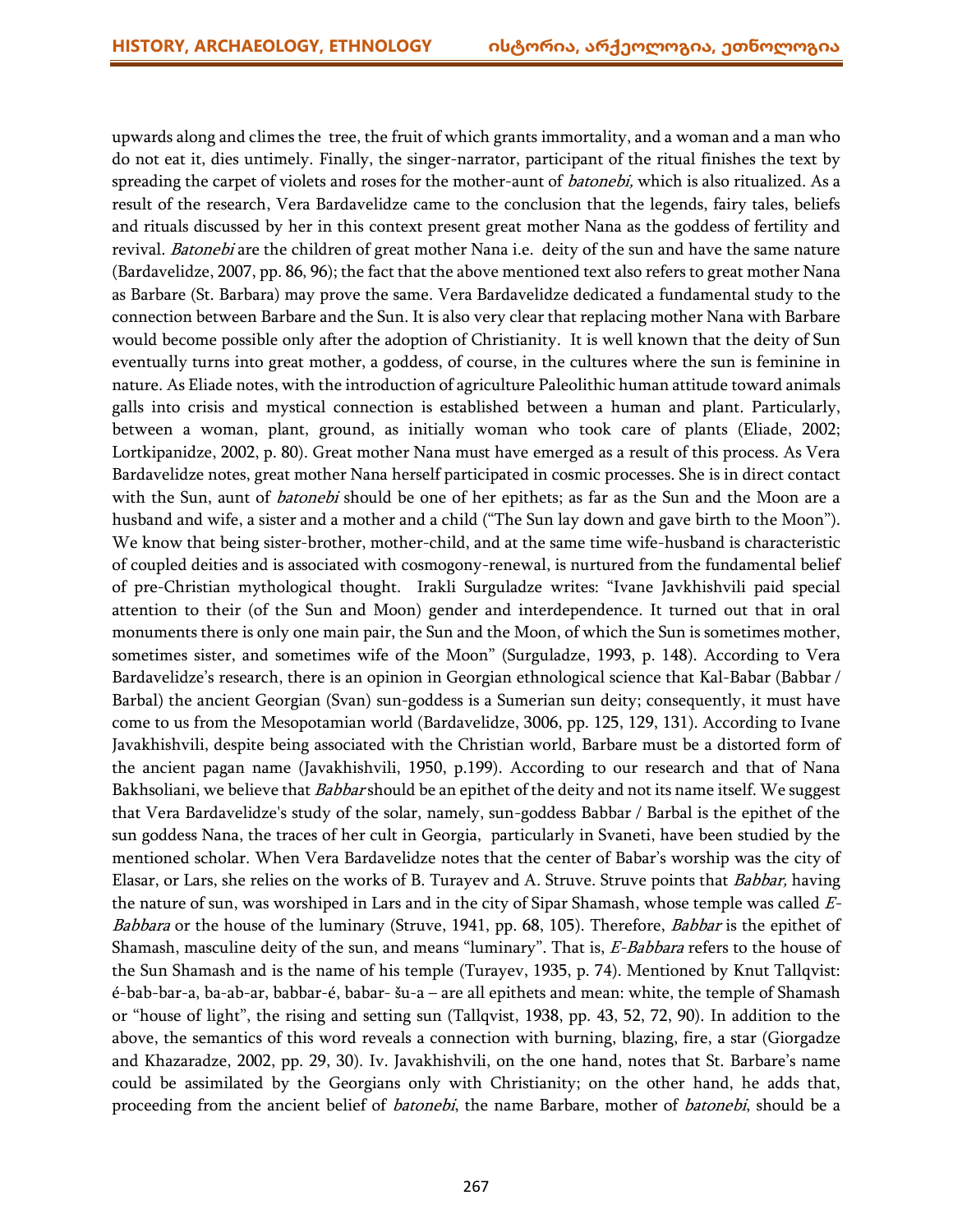upwards along and climes the tree, the fruit of which grants immortality, and a woman and a man who do not eat it, dies untimely. Finally, the singer-narrator, participant of the ritual finishes the text by spreading the carpet of violets and roses for the mother-aunt of *batonebi,* which is also ritualized. As a result of the research, Vera Bardavelidze came to the conclusion that the legends, fairy tales, beliefs and rituals discussed by her in this context present great mother Nana as the goddess of fertility and revival. *Batonebi* are the children of great mother Nana i.e. deity of the sun and have the same nature (Bardavelidze, 2007, pp. 86, 96); the fact that the above mentioned text also refers to great mother Nana as Barbare (St. Barbara) may prove the same. Vera Bardavelidze dedicated a fundamental study to the connection between Barbare and the Sun. It is also very clear that replacing mother Nana with Barbare would become possible only after the adoption of Christianity. It is well known that the deity of Sun eventually turns into great mother, a goddess, of course, in the cultures where the sun is feminine in nature. As Eliade notes, with the introduction of agriculture Paleolithic human attitude toward animals galls into crisis and mystical connection is established between a human and plant. Particularly, between a woman, plant, ground, as initially woman who took care of plants (Eliade, 2002; Lortkipanidze, 2002, p. 80). Great mother Nana must have emerged as a result of this process. As Vera Bardavelidze notes, great mother Nana herself participated in cosmic processes. She is in direct contact with the Sun, aunt of *batonebi* should be one of her epithets; as far as the Sun and the Moon are a husband and wife, a sister and a mother and a child ("The Sun lay down and gave birth to the Moon"). We know that being sister-brother, mother-child, and at the same time wife-husband is characteristic of coupled deities and is associated with cosmogony-renewal, is nurtured from the fundamental belief of pre-Christian mythological thought. Irakli Surguladze writes: "Ivane Javkhishvili paid special attention to their (of the Sun and Moon) gender and interdependence. It turned out that in oral monuments there is only one main pair, the Sun and the Moon, of which the Sun is sometimes mother, sometimes sister, and sometimes wife of the Moon" (Surguladze, 1993, p. 148). According to Vera Bardavelidze's research, there is an opinion in Georgian ethnological science that Kal-Babar (Babbar / Barbal) the ancient Georgian (Svan) sun-goddess is a Sumerian sun deity; consequently, it must have come to us from the Mesopotamian world (Bardavelidze, 3006, pp. 125, 129, 131). According to Ivane Javakhishvili, despite being associated with the Christian world, Barbare must be a distorted form of the ancient pagan name (Javakhishvili, 1950, p.199). According to our research and that of Nana Bakhsoliani, we believe that *Babbar* should be an epithet of the deity and not its name itself. We suggest that Vera Bardavelidze's study of the solar, namely, sun-goddess Babbar / Barbal is the epithet of the sun goddess Nana, the traces of her cult in Georgia, particularly in Svaneti, have been studied by the mentioned scholar. When Vera Bardavelidze notes that the center of Babar's worship was the city of Elasar, or Lars, she relies on the works of B. Turayev and A. Struve. Struve points that *Babbar,* having the nature of sun, was worshiped in Lars and in the city of Sipar Shamash, whose temple was called *E-Babbara* or the house of the luminary (Struve, 1941, pp. 68, 105). Therefore, *Babbar* is the epithet of Shamash, masculine deity of the sun, and means "luminary". That is, *E-Babbara* refers to the house of the Sun Shamash and is the name of his temple (Turayev, 1935, p. 74). Mentioned by Knut Tallqvist: é-bab-bar-a, ba-ab-ar, babbar-é, babar- šu-a – are all epithets and mean: white, the temple of Shamash or "house of light", the rising and setting sun (Tallqvist, 1938, pp. 43, 52, 72, 90). In addition to the above, the semantics of this word reveals a connection with burning, blazing, fire, a star (Giorgadze and Khazaradze, 2002, pp. 29, 30). Iv. Javakhishvili, on the one hand, notes that St. Barbare's name could be assimilated by the Georgians only with Christianity; on the other hand, he adds that, proceeding from the ancient belief of *batonebi*, the name Barbare, mother of *batonebi*, should be a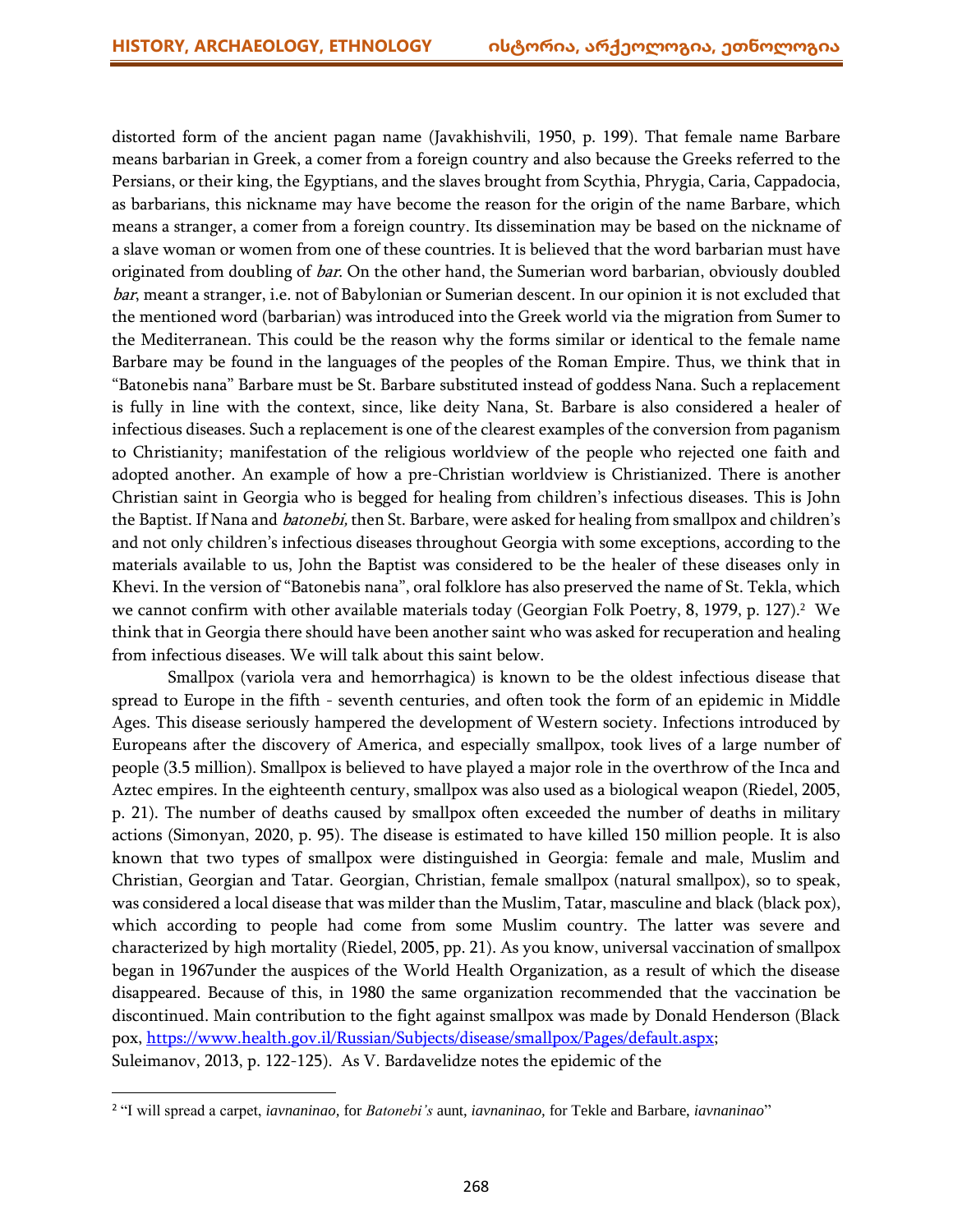distorted form of the ancient pagan name (Javakhishvili, 1950, p. 199). That female name Barbare means barbarian in Greek, a comer from a foreign country and also because the Greeks referred to the Persians, or their king, the Egyptians, and the slaves brought from Scythia, Phrygia, Caria, Cappadocia, as barbarians, this nickname may have become the reason for the origin of the name Barbare, which means a stranger, a comer from a foreign country. Its dissemination may be based on the nickname of a slave woman or women from one of these countries. It is believed that the word barbarian must have originated from doubling of *bar*. On the other hand, the Sumerian word barbarian, obviously doubled *bar*, meant a stranger, i.e. not of Babylonian or Sumerian descent. In our opinion it is not excluded that the mentioned word (barbarian) was introduced into the Greek world via the migration from Sumer to the Mediterranean. This could be the reason why the forms similar or identical to the female name Barbare may be found in the languages of the peoples of the Roman Empire. Thus, we think that in "Batonebis nana" Barbare must be St. Barbare substituted instead of goddess Nana. Such a replacement is fully in line with the context, since, like deity Nana, St. Barbare is also considered a healer of infectious diseases. Such a replacement is one of the clearest examples of the conversion from paganism to Christianity; manifestation of the religious worldview of the people who rejected one faith and adopted another. An example of how a pre-Christian worldview is Christianized. There is another Christian saint in Georgia who is begged for healing from children's infectious diseases. This is John the Baptist. If Nana and *batonebi,* then St. Barbare, were asked for healing from smallpox and children's and not only children's infectious diseases throughout Georgia with some exceptions, according to the materials available to us, John the Baptist was considered to be the healer of these diseases only in Khevi. In the version of "Batonebis nana", oral folklore has also preserved the name of St. Tekla, which we cannot confirm with other available materials today (Georgian Folk Poetry, 8, 1979, p. 127).[2] We think that in Georgia there should have been another saint who was asked for recuperation and healing from infectious diseases. We will talk about this saint below.

Smallpox (variola vera and hemorrhagica) is known to be the oldest infectious disease that spread to Europe in the fifth - seventh centuries, and often took the form of an epidemic in Middle Ages. This disease seriously hampered the development of Western society. Infections introduced by Europeans after the discovery of America, and especially smallpox, took lives of a large number of people (3.5 million). Smallpox is believed to have played a major role in the overthrow of the Inca and Aztec empires. In the eighteenth century, smallpox was also used as a biological weapon (Riedel, 2005, p. 21). The number of deaths caused by smallpox often exceeded the number of deaths in military actions (Simonyan, 2020, p. 95). The disease is estimated to have killed 150 million people. It is also known that two types of smallpox were distinguished in Georgia: female and male, Muslim and Christian, Georgian and Tatar. Georgian, Christian, female smallpox (natural smallpox), so to speak, was considered a local disease that was milder than the Muslim, Tatar, masculine and black (black pox), which according to people had come from some Muslim country. The latter was severe and characterized by high mortality (Riedel, 2005, pp. 21). As you know, universal vaccination of smallpox began in 1967under the auspices of the World Health Organization, as a result of which the disease disappeared. Because of this, in 1980 the same organization recommended that the vaccination be discontinued. Main contribution to the fight against smallpox was made by Donald Henderson (Black pox, https://www.health.gov.il/Russian/Subjects/disease/smallpox/Pages/default.aspx; Suleimanov, 2013, p. 122-125). As V. Bardavelidze notes the epidemic of the

[2] "I will spread a carpet, *iavnaninao,* for *Batonebi's* aunt, *iavnaninao,* for Tekle and Barbare, *iavnaninao*"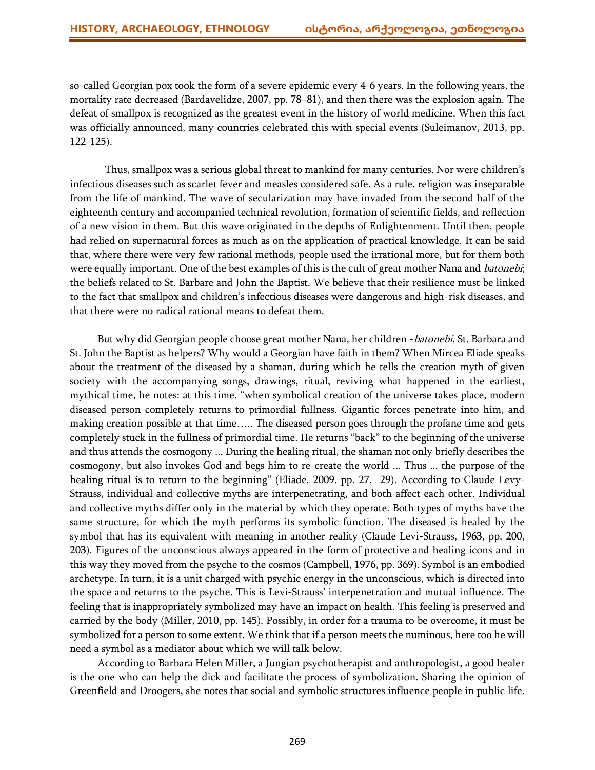so-called Georgian pox took the form of a severe epidemic every 4-6 years. In the following years, the mortality rate decreased (Bardavelidze, 2007, pp. 78–81), and then there was the explosion again. The defeat of smallpox is recognized as the greatest event in the history of world medicine. When this fact was officially announced, many countries celebrated this with special events (Suleimanov, 2013, pp. 122-125).

Thus, smallpox was a serious global threat to mankind for many centuries. Nor were children's infectious diseases such as scarlet fever and measles considered safe. As a rule, religion was inseparable from the life of mankind. The wave of secularization may have invaded from the second half of the eighteenth century and accompanied technical revolution, formation of scientific fields, and reflection of a new vision in them. But this wave originated in the depths of Enlightenment. Until then, people had relied on supernatural forces as much as on the application of practical knowledge. It can be said that, where there were very few rational methods, people used the irrational more, but for them both were equally important. One of the best examples of this is the cult of great mother Nana and *batonebi*; the beliefs related to St. Barbare and John the Baptist. We believe that their resilience must be linked to the fact that smallpox and children's infectious diseases were dangerous and high-risk diseases, and that there were no radical rational means to defeat them.

But why did Georgian people choose great mother Nana, her children -*batonebi*, St. Barbara and St. John the Baptist as helpers? Why would a Georgian have faith in them? When Mircea Eliade speaks about the treatment of the diseased by a shaman, during which he tells the creation myth of given society with the accompanying songs, drawings, ritual, reviving what happened in the earliest, mythical time, he notes: at this time, "when symbolical creation of the universe takes place, modern diseased person completely returns to primordial fullness. Gigantic forces penetrate into him, and making creation possible at that time….. The diseased person goes through the profane time and gets completely stuck in the fullness of primordial time. He returns "back" to the beginning of the universe and thus attends the cosmogony ... During the healing ritual, the shaman not only briefly describes the cosmogony, but also invokes God and begs him to re-create the world ... Thus ... the purpose of the healing ritual is to return to the beginning" (Eliade, 2009, pp. 27, 29). According to Claude Levy-Strauss, individual and collective myths are interpenetrating, and both affect each other. Individual and collective myths differ only in the material by which they operate. Both types of myths have the same structure, for which the myth performs its symbolic function. The diseased is healed by the symbol that has its equivalent with meaning in another reality (Claude Levi-Strauss, 1963, pp. 200, 203). Figures of the unconscious always appeared in the form of protective and healing icons and in this way they moved from the psyche to the cosmos (Campbell, 1976, pp. 369). Symbol is an embodied archetype. In turn, it is a unit charged with psychic energy in the unconscious, which is directed into the space and returns to the psyche. This is Levi-Strauss' interpenetration and mutual influence. The feeling that is inappropriately symbolized may have an impact on health. This feeling is preserved and carried by the body (Miller, 2010, pp. 145). Possibly, in order for a trauma to be overcome, it must be symbolized for a person to some extent. We think that if a person meets the numinous, here too he will need a symbol as a mediator about which we will talk below.

According to Barbara Helen Miller, a Jungian psychotherapist and anthropologist, a good healer is the one who can help the dick and facilitate the process of symbolization. Sharing the opinion of Greenfield and Droogers, she notes that social and symbolic structures influence people in public life.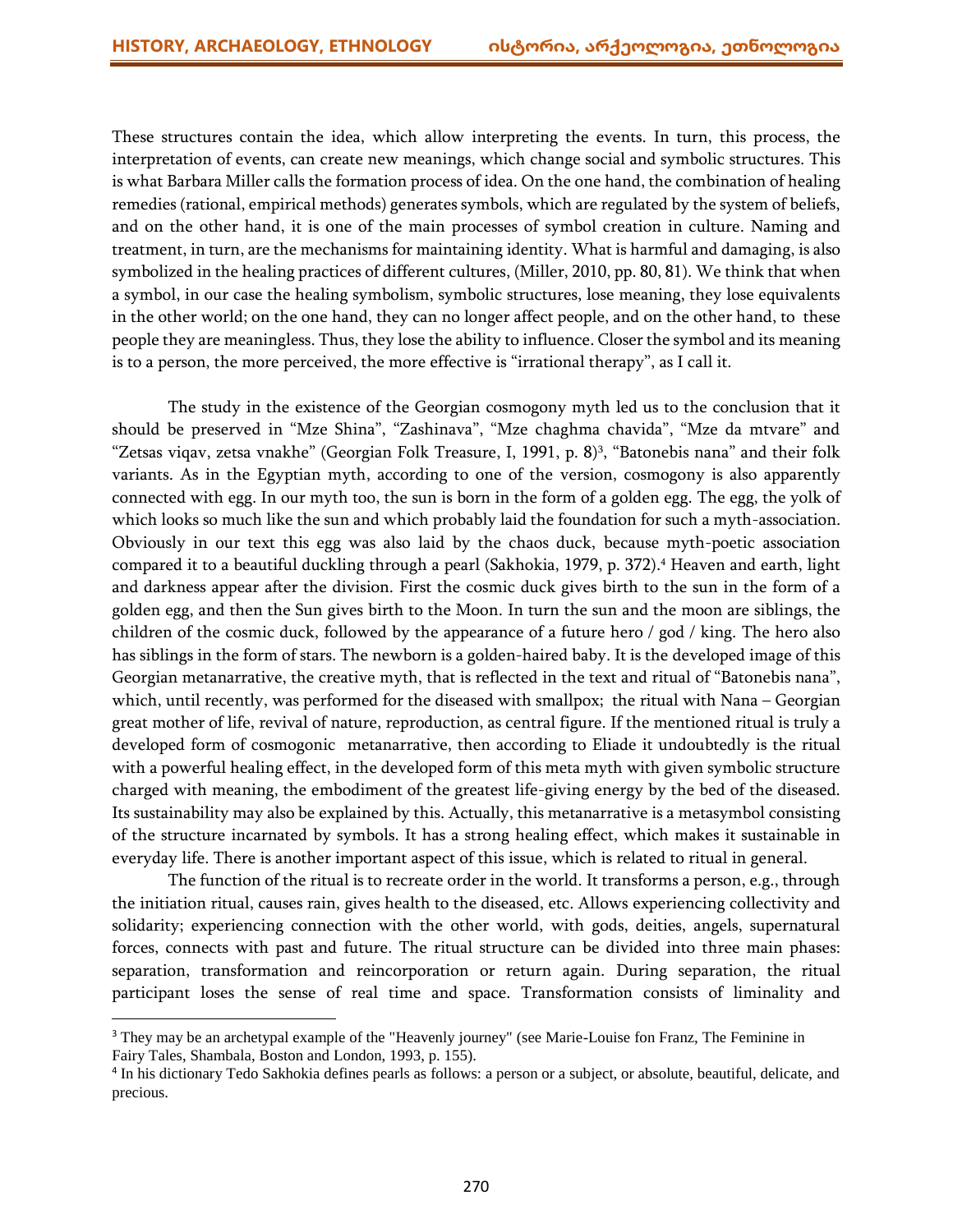These structures contain the idea, which allow interpreting the events. In turn, this process, the interpretation of events, can create new meanings, which change social and symbolic structures. This is what Barbara Miller calls the formation process of idea. On the one hand, the combination of healing remedies (rational, empirical methods) generates symbols, which are regulated by the system of beliefs, and on the other hand, it is one of the main processes of symbol creation in culture. Naming and treatment, in turn, are the mechanisms for maintaining identity. What is harmful and damaging, is also symbolized in the healing practices of different cultures, (Miller, 2010, pp. 80, 81). We think that when a symbol, in our case the healing symbolism, symbolic structures, lose meaning, they lose equivalents in the other world; on the one hand, they can no longer affect people, and on the other hand, to these people they are meaningless. Thus, they lose the ability to influence. Closer the symbol and its meaning is to a person, the more perceived, the more effective is "irrational therapy", as I call it.

The study in the existence of the Georgian cosmogony myth led us to the conclusion that it should be preserved in "Mze Shina", "Zashinava", "Mze chaghma chavida", "Mze da mtvare" and "Zetsas viqav, zetsa vnakhe" (Georgian Folk Treasure, I, 1991, p. 8)[3], "Batonebis nana" and their folk variants. As in the Egyptian myth, according to one of the version, cosmogony is also apparently connected with egg. In our myth too, the sun is born in the form of a golden egg. The egg, the yolk of which looks so much like the sun and which probably laid the foundation for such a myth-association. Obviously in our text this egg was also laid by the chaos duck, because myth-poetic association compared it to a beautiful duckling through a pearl (Sakhokia, 1979, p. 372).[4] Heaven and earth, light and darkness appear after the division. First the cosmic duck gives birth to the sun in the form of a golden egg, and then the Sun gives birth to the Moon. In turn the sun and the moon are siblings, the children of the cosmic duck, followed by the appearance of a future hero / god / king. The hero also has siblings in the form of stars. The newborn is a golden-haired baby. It is the developed image of this Georgian metanarrative, the creative myth, that is reflected in the text and ritual of "Batonebis nana", which, until recently, was performed for the diseased with smallpox; the ritual with Nana – Georgian great mother of life, revival of nature, reproduction, as central figure. If the mentioned ritual is truly a developed form of cosmogonic metanarrative, then according to Eliade it undoubtedly is the ritual with a powerful healing effect, in the developed form of this meta myth with given symbolic structure charged with meaning, the embodiment of the greatest life-giving energy by the bed of the diseased. Its sustainability may also be explained by this. Actually, this metanarrative is a metasymbol consisting of the structure incarnated by symbols. It has a strong healing effect, which makes it sustainable in everyday life. There is another important aspect of this issue, which is related to ritual in general.

The function of the ritual is to recreate order in the world. It transforms a person, e.g., through the initiation ritual, causes rain, gives health to the diseased, etc. Allows experiencing collectivity and solidarity; experiencing connection with the other world, with gods, deities, angels, supernatural forces, connects with past and future. The ritual structure can be divided into three main phases: separation, transformation and reincorporation or return again. During separation, the ritual participant loses the sense of real time and space. Transformation consists of liminality and

---

[3] They may be an archetypal example of the "Heavenly journey" (see Marie-Louise fon Franz, The Feminine in Fairy Tales, Shambala, Boston and London, 1993, p. 155).

[4] In his dictionary Tedo Sakhokia defines pearls as follows: a person or a subject, or absolute, beautiful, delicate, and precious.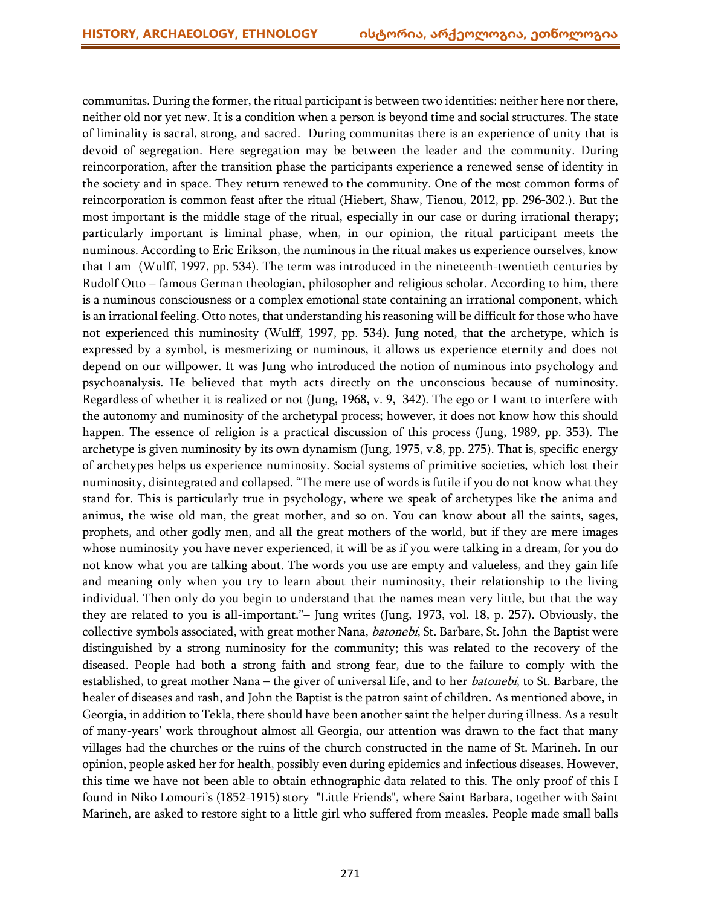communitas. During the former, the ritual participant is between two identities: neither here nor there, neither old nor yet new. It is a condition when a person is beyond time and social structures. The state of liminality is sacral, strong, and sacred.  During communitas there is an experience of unity that is devoid of segregation. Here segregation may be between the leader and the community. During reincorporation, after the transition phase the participants experience a renewed sense of identity in the society and in space. They return renewed to the community. One of the most common forms of reincorporation is common feast after the ritual (Hiebert, Shaw, Tienou, 2012, pp. 296-302.). But the most important is the middle stage of the ritual, especially in our case or during irrational therapy; particularly important is liminal phase, when, in our opinion, the ritual participant meets the numinous. According to Eric Erikson, the numinous in the ritual makes us experience ourselves, know that I am  (Wulff, 1997, pp. 534). The term was introduced in the nineteenth-twentieth centuries by Rudolf Otto – famous German theologian, philosopher and religious scholar. According to him, there is a numinous consciousness or a complex emotional state containing an irrational component, which is an irrational feeling. Otto notes, that understanding his reasoning will be difficult for those who have not experienced this numinosity (Wulff, 1997, pp. 534). Jung noted, that the archetype, which is expressed by a symbol, is mesmerizing or numinous, it allows us experience eternity and does not depend on our willpower. It was Jung who introduced the notion of numinous into psychology and psychoanalysis. He believed that myth acts directly on the unconscious because of numinosity. Regardless of whether it is realized or not (Jung, 1968, v. 9,  342). The ego or I want to interfere with the autonomy and numinosity of the archetypal process; however, it does not know how this should happen. The essence of religion is a practical discussion of this process (Jung, 1989, pp. 353). The archetype is given numinosity by its own dynamism (Jung, 1975, v.8, pp. 275). That is, specific energy of archetypes helps us experience numinosity. Social systems of primitive societies, which lost their numinosity, disintegrated and collapsed. "The mere use of words is futile if you do not know what they stand for. This is particularly true in psychology, where we speak of archetypes like the anima and animus, the wise old man, the great mother, and so on. You can know about all the saints, sages, prophets, and other godly men, and all the great mothers of the world, but if they are mere images whose numinosity you have never experienced, it will be as if you were talking in a dream, for you do not know what you are talking about. The words you use are empty and valueless, and they gain life and meaning only when you try to learn about their numinosity, their relationship to the living individual. Then only do you begin to understand that the names mean very little, but that the way they are related to you is all-important."– Jung writes (Jung, 1973, vol. 18, p. 257). Obviously, the collective symbols associated, with great mother Nana, *batonebi*, St. Barbare, St. John  the Baptist were distinguished by a strong numinosity for the community; this was related to the recovery of the diseased. People had both a strong faith and strong fear, due to the failure to comply with the established, to great mother Nana – the giver of universal life, and to her *batonebi*, to St. Barbare, the healer of diseases and rash, and John the Baptist is the patron saint of children. As mentioned above, in Georgia, in addition to Tekla, there should have been another saint the helper during illness. As a result of many-years' work throughout almost all Georgia, our attention was drawn to the fact that many villages had the churches or the ruins of the church constructed in the name of St. Marineh. In our opinion, people asked her for health, possibly even during epidemics and infectious diseases. However, this time we have not been able to obtain ethnographic data related to this. The only proof of this I found in Niko Lomouri's (1852-1915) story  "Little Friends", where Saint Barbara, together with Saint Marineh, are asked to restore sight to a little girl who suffered from measles. People made small balls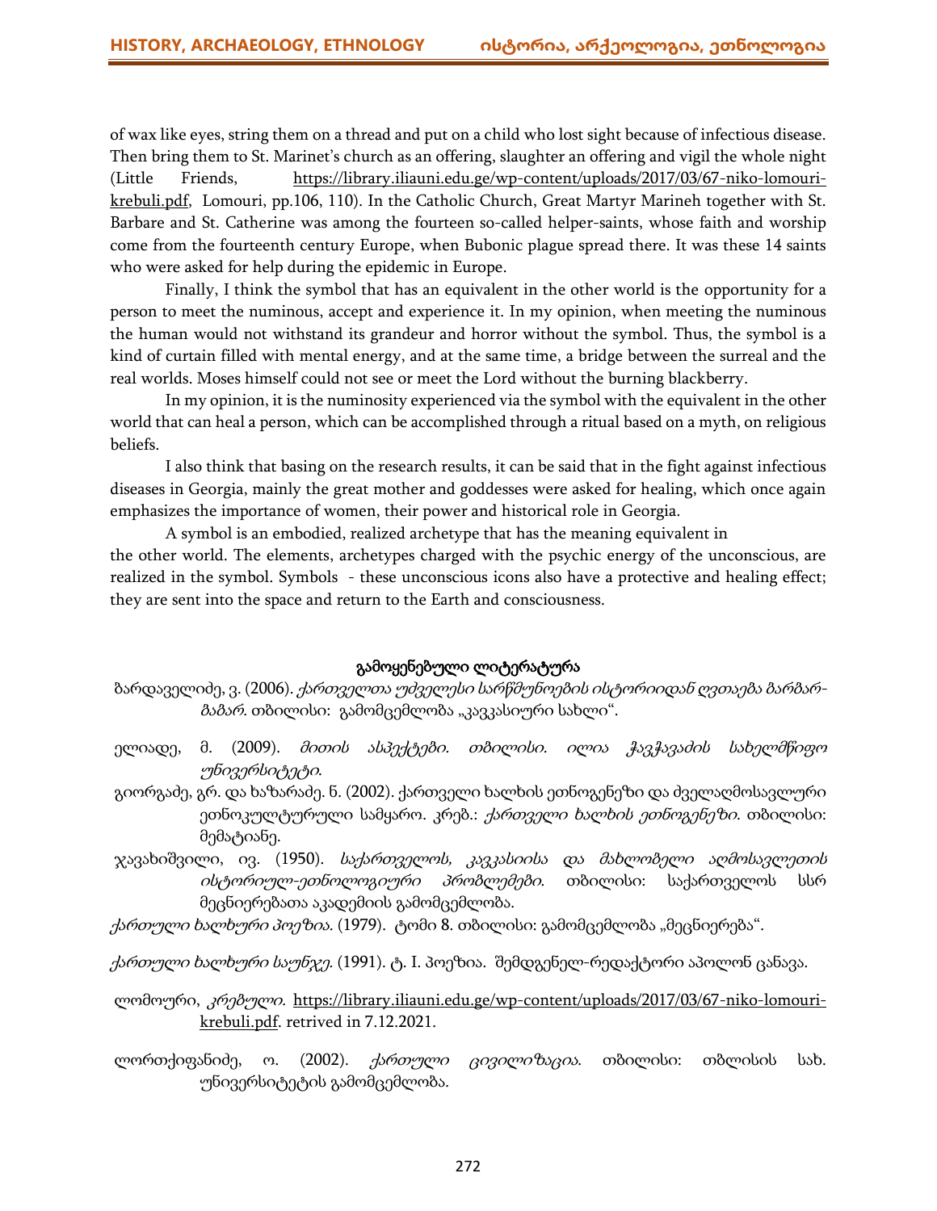of wax like eyes, string them on a thread and put on a child who lost sight because of infectious disease. Then bring them to St. Marinet's church as an offering, slaughter an offering and vigil the whole night (Little Friends, https://library.iliauni.edu.ge/wp-content/uploads/2017/03/67-niko-lomouri-krebuli.pdf, Lomouri, pp.106, 110). In the Catholic Church, Great Martyr Marineh together with St. Barbare and St. Catherine was among the fourteen so-called helper-saints, whose faith and worship come from the fourteenth century Europe, when Bubonic plague spread there. It was these 14 saints who were asked for help during the epidemic in Europe.

Finally, I think the symbol that has an equivalent in the other world is the opportunity for a person to meet the numinous, accept and experience it. In my opinion, when meeting the numinous the human would not withstand its grandeur and horror without the symbol. Thus, the symbol is a kind of curtain filled with mental energy, and at the same time, a bridge between the surreal and the real worlds. Moses himself could not see or meet the Lord without the burning blackberry.

In my opinion, it is the numinosity experienced via the symbol with the equivalent in the other world that can heal a person, which can be accomplished through a ritual based on a myth, on religious beliefs.

I also think that basing on the research results, it can be said that in the fight against infectious diseases in Georgia, mainly the great mother and goddesses were asked for healing, which once again emphasizes the importance of women, their power and historical role in Georgia.

A symbol is an embodied, realized archetype that has the meaning equivalent in the other world. The elements, archetypes charged with the psychic energy of the unconscious, are realized in the symbol. Symbols - these unconscious icons also have a protective and healing effect; they are sent into the space and return to the Earth and consciousness.

## გამოყენებული ლიტერატურა

ბარდაველიძე, ვ. (2006). *ქართველთა უძველესი სარწმუნოების ისტორიიდან ღვთაება ბარბარ-ბაბარ.* თბილისი: გამომცემლობა „კავკასიური სახლი".

ელიადე, მ. (2009). *მითის ასპექტები. თბილისი. ილია ჭავჭავაძის სახელმწიფო უნივერსიტეტი.*

გიორგაძე, გრ. და ხაზარაძე. ნ. (2002). ქართველი ხალხის ეთნოგენეზი და ძველაღმოსავლური ეთნოკულტურული სამყარო. კრებ.: *ქართველი ხალხის ეთნოგენეზი.* თბილისი: მემატიანე.

ჯავახიშვილი, ივ. (1950). *საქართველოს, კავკასიისა და მახლობელი აღმოსავლეთის ისტორიულ-ეთნოლოგიური პრობლემები.* თბილისი: საქართველოს სსრ მეცნიერებათა აკადემიის გამომცემლობა.

*ქართული ხალხური პოეზია.* (1979). ტომი 8. თბილისი: გამომცემლობა „მეცნიერება".

*ქართული ხალხური საუნჯე.* (1991). ტ. I. პოეზია. შემდგენელ-რედაქტორი აპოლონ ცანავა.

ლომოური, *კრებული.* https://library.iliauni.edu.ge/wp-content/uploads/2017/03/67-niko-lomouri-krebuli.pdf. retrived in 7.12.2021.

ლორთქიფანიძე, ო. (2002). *ქართული ცივილიზაცია.* თბილისი: თბლისის სახ. უნივერსიტეტის გამომცემლობა.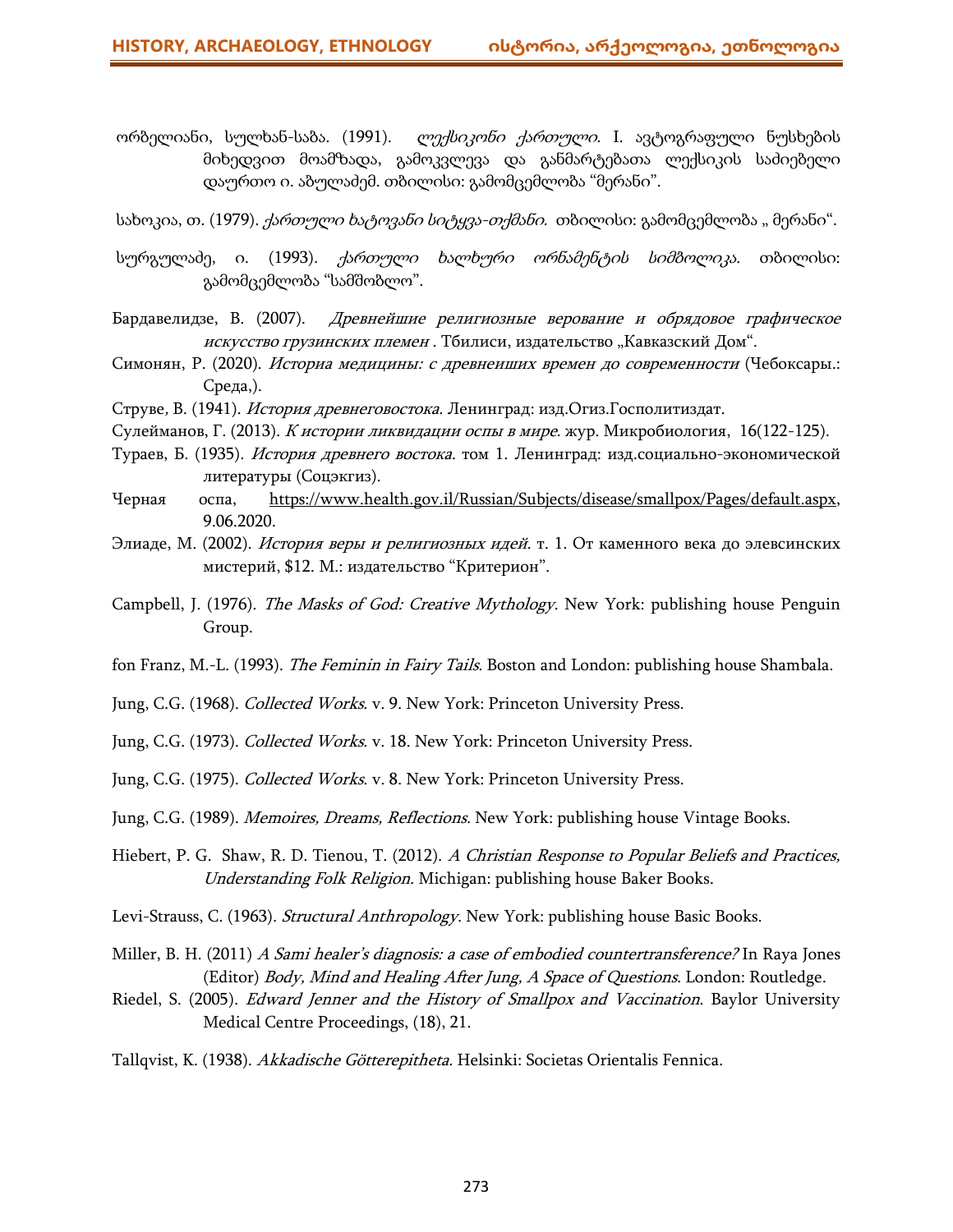ორბელიანი, სულხან-საბა. (1991). *ლექსიკონი ქართული.* I. ავტოგრაფული ნუსხების მიხედვით მოამზადა, გამოკვლევა და განმარტებათა ლექსიკის საძიებელი დაურთო ი. აბულაძემ. თბილისი: გამომცემლობა "მერანი".

სახოკია, თ. (1979). *ქართული ხატოვანი სიტყვა-თქმანი.* თბილისი: გამომცემლობა „ მერანი".

სურგულაძე, ი. (1993). *ქართული ხალხური ორნამენტის სიმბოლიკა.* თბილისი: გამომცემლობა "სამშობლო".

Бардавелидзе, В. (2007). *Древнейшие религиозные верование и обрядовое графическое искусство грузинских племен* . Тбилиси, издательство „Кавказский Дом".

Симонян, Р. (2020). *История медицины: с древнеиших времен до современности* (Чебоксары.: Среда,).

Струве, В. (1941). *История древневостока.* Ленинград: изд.Огиз.Госполитиздат.

Сулейманов, Г. (2013). *К истории ликвидации оспы в мире*. жур. Микробиология, 16(122-125).

Тураев, Б. (1935). *История древнего востока*. том 1. Ленинград: изд.социально-экономической литературы (Соцэкгиз).

Черная оспа, https://www.health.gov.il/Russian/Subjects/disease/smallpox/Pages/default.aspx, 9.06.2020.

Элиаде, М. (2002). *История веры и религиозных идей*. т. 1. От каменного века до элевсинских мистерий, $12. М.: издательство "Критерион".

Campbell, J. (1976). *The Masks of God: Creative Mythology*. New York: publishing house Penguin Group.

fon Franz, M.-L. (1993). *The Feminin in Fairy Tails*. Boston and London: publishing house Shambala.

Jung, C.G. (1968). *Collected Works*. v. 9. New York: Princeton University Press.

Jung, C.G. (1973). *Collected Works*. v. 18. New York: Princeton University Press.

Jung, C.G. (1975). *Collected Works*. v. 8. New York: Princeton University Press.

Jung, C.G. (1989). *Memoires, Dreams, Reflections*. New York: publishing house Vintage Books.

Hiebert, P. G. Shaw, R. D. Tienou, T. (2012). *A Christian Response to Popular Beliefs and Practices, Understanding Folk Religion*. Michigan: publishing house Baker Books.

Levi-Strauss, C. (1963). *Structural Anthropology*. New York: publishing house Basic Books.

Miller, B. H. (2011) *A Sami healer's diagnosis: a case of embodied countertransference?* In Raya Jones (Editor) *Body, Mind and Healing After Jung, A Space of Questions*. London: Routledge.

Riedel, S. (2005). *Edward Jenner and the History of Smallpox and Vaccination*. Baylor University Medical Centre Proceedings, (18), 21.

Tallqvist, K. (1938). *Akkadische Götterepitheta.* Helsinki: Societas Orientalis Fennica.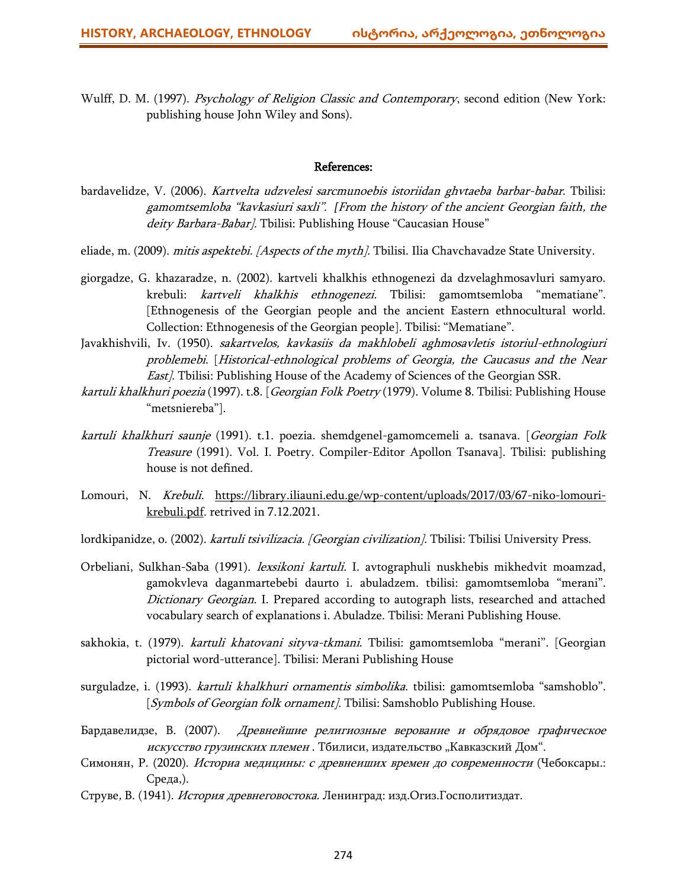Wulff, D. M. (1997). *Psychology of Religion Classic and Contemporary*, second edition (New York: publishing house John Wiley and Sons).

## References:

bardavelidze, V. (2006). *Kartvelta udzvelesi sarcmunoebis istoriidan ghvtaeba barbar-babar*. Tbilisi: *gamomtsemloba "kavkasiuri saxli". [From the history of the ancient Georgian faith, the deity Barbara-Babar]*. Tbilisi: Publishing House "Caucasian House"

eliade, m. (2009). *mitis aspektebi. [Aspects of the myth]*. Tbilisi. Ilia Chavchavadze State University.

giorgadze, G. khazaradze, n. (2002). kartveli khalkhis ethnogenezi da dzvelaghmosavluri samyaro. krebuli: *kartveli khalkhis ethnogenezi.* Tbilisi: gamomtsemloba "mematiane". [Ethnogenesis of the Georgian people and the ancient Eastern ethnocultural world. Collection: Ethnogenesis of the Georgian people]. Tbilisi: "Mematiane".

Javakhishvili, Iv. (1950). *sakartvelos, kavkasiis da makhlobeli aghmosavletis istoriul-ethnologiuri problemebi*. [*Historical-ethnological problems of Georgia, the Caucasus and the Near East]*. Tbilisi: Publishing House of the Academy of Sciences of the Georgian SSR.

*kartuli khalkhuri poezia* (1997). t.8. [*Georgian Folk Poetry* (1979). Volume 8. Tbilisi: Publishing House "metsniereba"].

*kartuli khalkhuri saunje* (1991). t.1. poezia. shemdgenel-gamomcemeli a. tsanava. [*Georgian Folk Treasure* (1991). Vol. I. Poetry. Compiler-Editor Apollon Tsanava]. Tbilisi: publishing house is not defined.

Lomouri, N. *Krebuli.* https://library.iliauni.edu.ge/wp-content/uploads/2017/03/67-niko-lomouri-krebuli.pdf. retrived in 7.12.2021.

lordkipanidze, o. (2002). *kartuli tsivilizacia. [Georgian civilization].* Tbilisi: Tbilisi University Press.

Orbeliani, Sulkhan-Saba (1991). *lexsikoni kartuli*. I. avtographuli nuskhebis mikhedvit moamzad, gamokvleva daganmartebebi daurto i. abuladzem. tbilisi: gamomtsemloba "merani". *Dictionary Georgian*. I. Prepared according to autograph lists, researched and attached vocabulary search of explanations i. Abuladze. Tbilisi: Merani Publishing House.

sakhokia, t. (1979). *kartuli khatovani sityva-tkmani*. Tbilisi: gamomtsemloba "merani". [Georgian pictorial word-utterance]. Tbilisi: Merani Publishing House

surguladze, i. (1993). *kartuli khalkhuri ornamentis simbolika*. tbilisi: gamomtsemloba "samshoblo". [*Symbols of Georgian folk ornament].* Tbilisi: Samshoblo Publishing House.

Бардавелидзе, В. (2007). *Древнейшие религиозные верование и обрядовое графическое искусство грузинских племен* . Тбилиси, издательство „Кавказский Дом".

Симонян, Р. (2020). *Историа медицины: с древнеиших времен до современности* (Чебоксары.: Среда,).

Струве, В. (1941). *История древневостока.* Ленинград: изд.Огиз.Госполитиздат.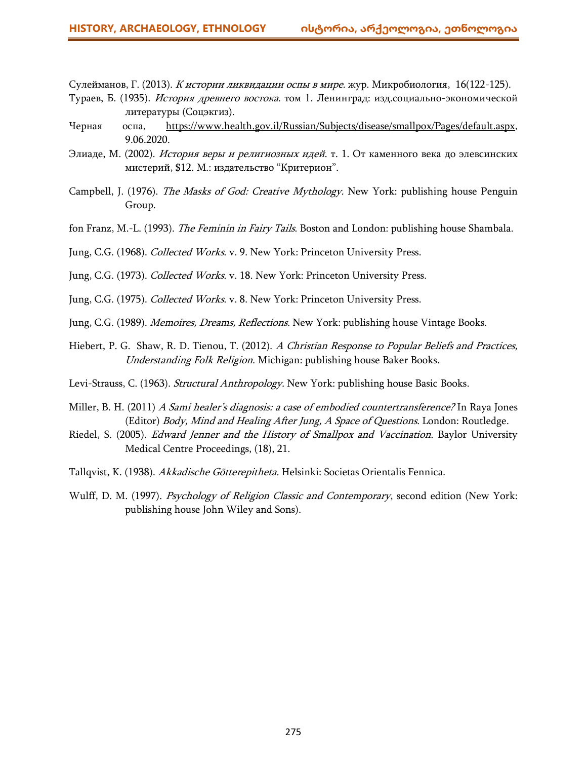Сулейманов, Г. (2013). *К истории ликвидации оспы в мире*. жур. Микробиология, 16(122-125).

Тураев, Б. (1935). *История древнего востока*. том 1. Ленинград: изд.социально-экономической литературы (Соцэкгиз).

Черная оспа, https://www.health.gov.il/Russian/Subjects/disease/smallpox/Pages/default.aspx, 9.06.2020.

Элиаде, М. (2002). *История веры и религиозных идей*. т. 1. От каменного века до элевсинских мистерий, $12. М.: издательство "Критерион".

Campbell, J. (1976). *The Masks of God: Creative Mythology*. New York: publishing house Penguin Group.

fon Franz, M.-L. (1993). *The Feminin in Fairy Tails*. Boston and London: publishing house Shambala.

Jung, C.G. (1968). *Collected Works*. v. 9. New York: Princeton University Press.

Jung, C.G. (1973). *Collected Works*. v. 18. New York: Princeton University Press.

Jung, C.G. (1975). *Collected Works*. v. 8. New York: Princeton University Press.

Jung, C.G. (1989). *Memoires, Dreams, Reflections*. New York: publishing house Vintage Books.

Hiebert, P. G. Shaw, R. D. Tienou, T. (2012). *A Christian Response to Popular Beliefs and Practices, Understanding Folk Religion*. Michigan: publishing house Baker Books.

Levi-Strauss, C. (1963). *Structural Anthropology*. New York: publishing house Basic Books.

Miller, B. H. (2011) *A Sami healer's diagnosis: a case of embodied countertransference?* In Raya Jones (Editor) *Body, Mind and Healing After Jung, A Space of Questions*. London: Routledge.

Riedel, S. (2005). *Edward Jenner and the History of Smallpox and Vaccination*. Baylor University Medical Centre Proceedings, (18), 21.

Tallqvist, K. (1938). *Akkadische Götterepitheta*. Helsinki: Societas Orientalis Fennica.

Wulff, D. M. (1997). *Psychology of Religion Classic and Contemporary*, second edition (New York: publishing house John Wiley and Sons).